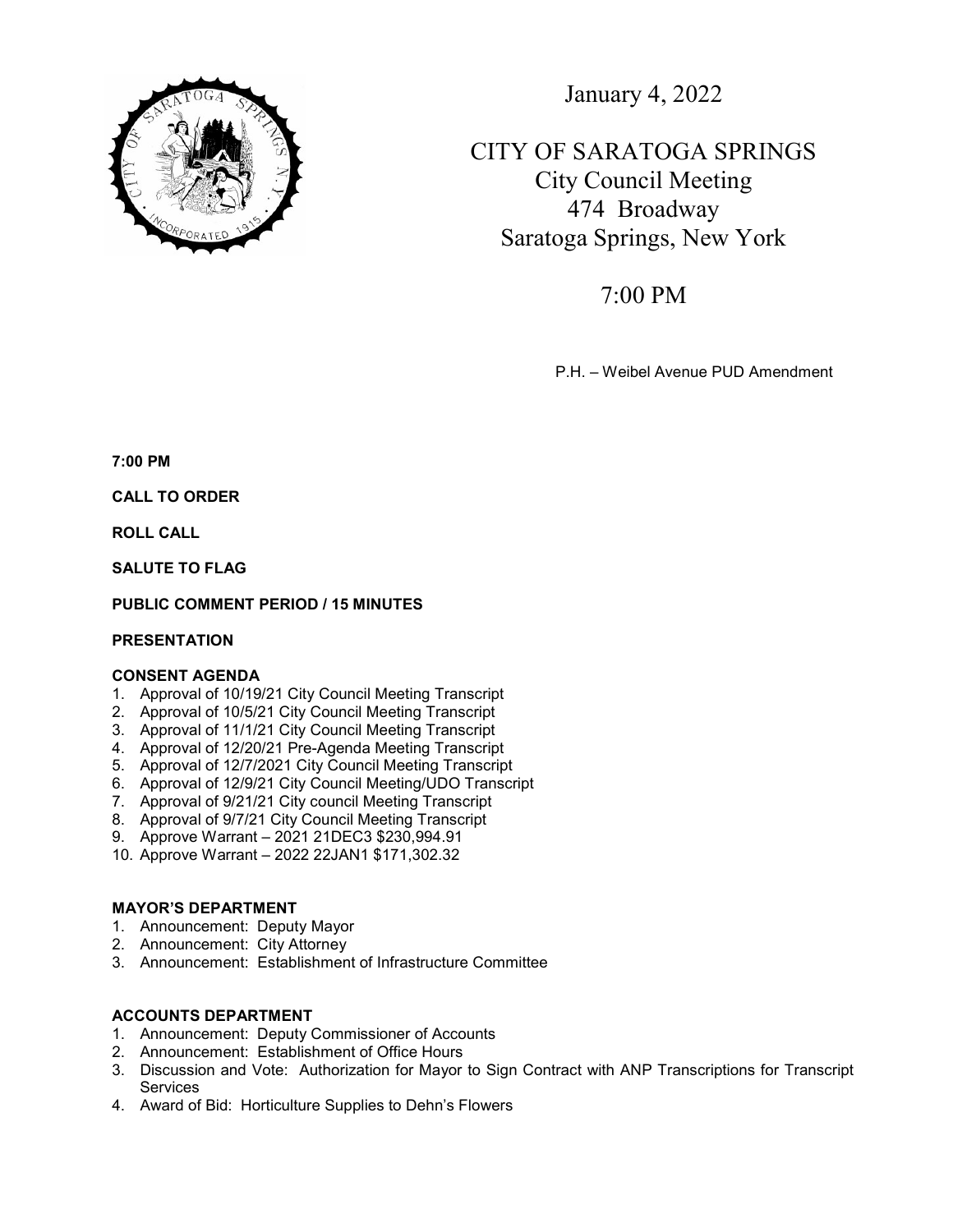January 4, 2022

# CITY OF SARATOGA SPRINGS

## City Council Meeting
## 474 Broadway
## Saratoga Springs, New York

## 7:00 PM

P.H. – Weibel Avenue PUD Amendment

**7:00 PM**

**CALL TO ORDER**

**ROLL CALL**

**SALUTE TO FLAG**

**PUBLIC COMMENT PERIOD / 15 MINUTES**

**PRESENTATION**

**CONSENT AGENDA**

1. Approval of 10/19/21 City Council Meeting Transcript
2. Approval of 10/5/21 City Council Meeting Transcript
3. Approval of 11/1/21 City Council Meeting Transcript
4. Approval of 12/20/21 Pre-Agenda Meeting Transcript
5. Approval of 12/7/2021 City Council Meeting Transcript
6. Approval of 12/9/21 City Council Meeting/UDO Transcript
7. Approval of 9/21/21 City council Meeting Transcript
8. Approval of 9/7/21 City Council Meeting Transcript
9. Approve Warrant – 2021 21DEC3 $230,994.91
10. Approve Warrant – 2022 22JAN1 $171,302.32

**MAYOR'S DEPARTMENT**

1. Announcement: Deputy Mayor
2. Announcement: City Attorney
3. Announcement: Establishment of Infrastructure Committee

**ACCOUNTS DEPARTMENT**

1. Announcement: Deputy Commissioner of Accounts
2. Announcement: Establishment of Office Hours
3. Discussion and Vote: Authorization for Mayor to Sign Contract with ANP Transcriptions for Transcript Services
4. Award of Bid: Horticulture Supplies to Dehn's Flowers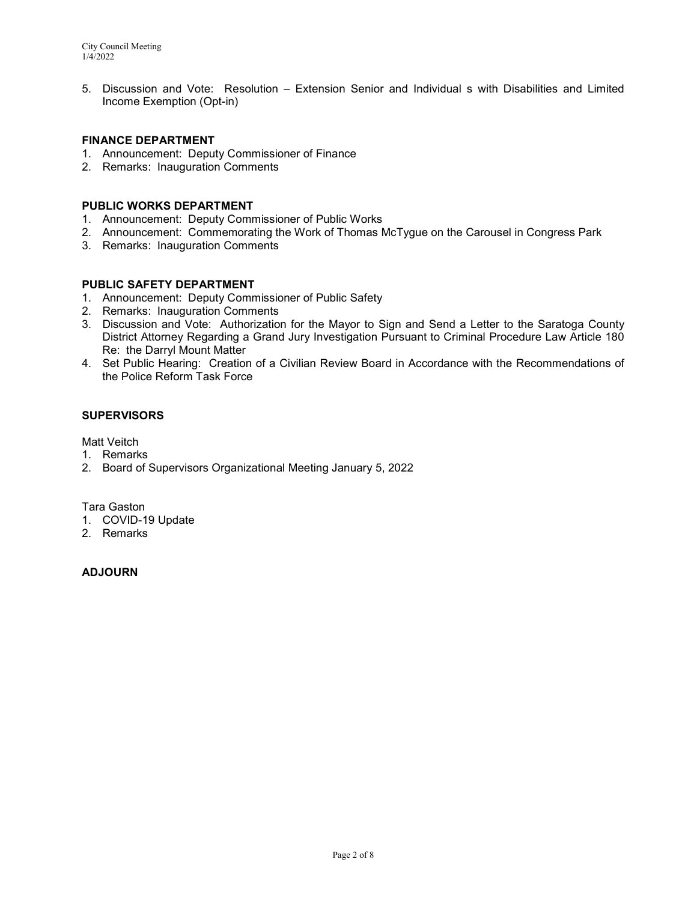5. Discussion and Vote: Resolution – Extension Senior and Individual s with Disabilities and Limited Income Exemption (Opt-in)

**FINANCE DEPARTMENT**

1. Announcement: Deputy Commissioner of Finance
2. Remarks: Inauguration Comments

**PUBLIC WORKS DEPARTMENT**

1. Announcement: Deputy Commissioner of Public Works
2. Announcement: Commemorating the Work of Thomas McTygue on the Carousel in Congress Park
3. Remarks: Inauguration Comments

**PUBLIC SAFETY DEPARTMENT**

1. Announcement: Deputy Commissioner of Public Safety
2. Remarks: Inauguration Comments
3. Discussion and Vote: Authorization for the Mayor to Sign and Send a Letter to the Saratoga County District Attorney Regarding a Grand Jury Investigation Pursuant to Criminal Procedure Law Article 180 Re: the Darryl Mount Matter
4. Set Public Hearing: Creation of a Civilian Review Board in Accordance with the Recommendations of the Police Reform Task Force

**SUPERVISORS**

Matt Veitch

1. Remarks
2. Board of Supervisors Organizational Meeting January 5, 2022

Tara Gaston

1. COVID-19 Update
2. Remarks

**ADJOURN**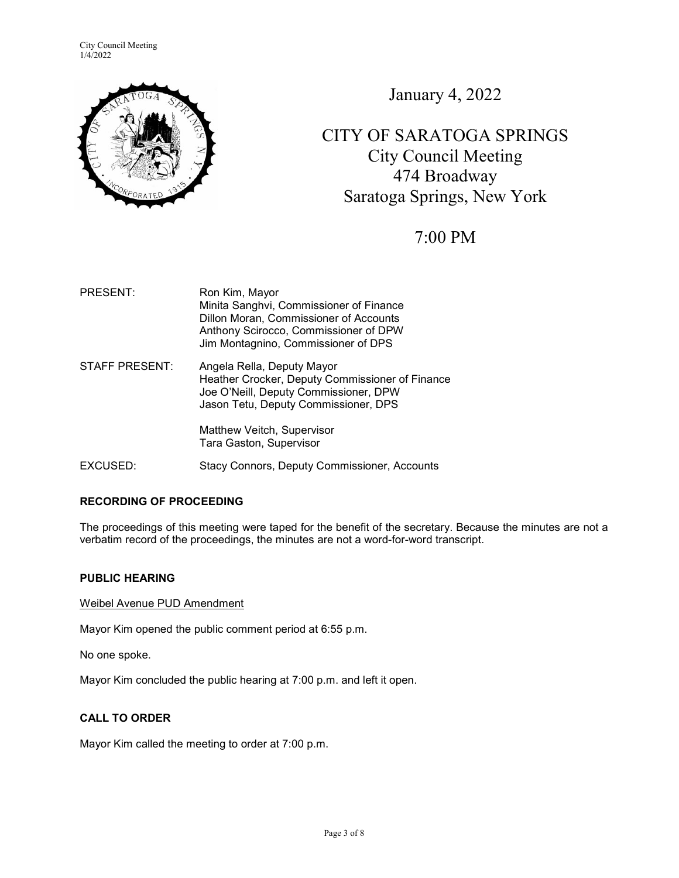January 4, 2022

# CITY OF SARATOGA SPRINGS

## City Council Meeting
474 Broadway
Saratoga Springs, New York

7:00 PM

| | |
|---|---|
| PRESENT: | Ron Kim, Mayor<br>Minita Sanghvi, Commissioner of Finance<br>Dillon Moran, Commissioner of Accounts<br>Anthony Scirocco, Commissioner of DPW<br>Jim Montagnino, Commissioner of DPS |
| STAFF PRESENT: | Angela Rella, Deputy Mayor<br>Heather Crocker, Deputy Commissioner of Finance<br>Joe O'Neill, Deputy Commissioner, DPW<br>Jason Tetu, Deputy Commissioner, DPS<br><br>Matthew Veitch, Supervisor<br>Tara Gaston, Supervisor |
| EXCUSED: | Stacy Connors, Deputy Commissioner, Accounts |

**RECORDING OF PROCEEDING**

The proceedings of this meeting were taped for the benefit of the secretary. Because the minutes are not a verbatim record of the proceedings, the minutes are not a word-for-word transcript.

**PUBLIC HEARING**

Weibel Avenue PUD Amendment

Mayor Kim opened the public comment period at 6:55 p.m.

No one spoke.

Mayor Kim concluded the public hearing at 7:00 p.m. and left it open.

**CALL TO ORDER**

Mayor Kim called the meeting to order at 7:00 p.m.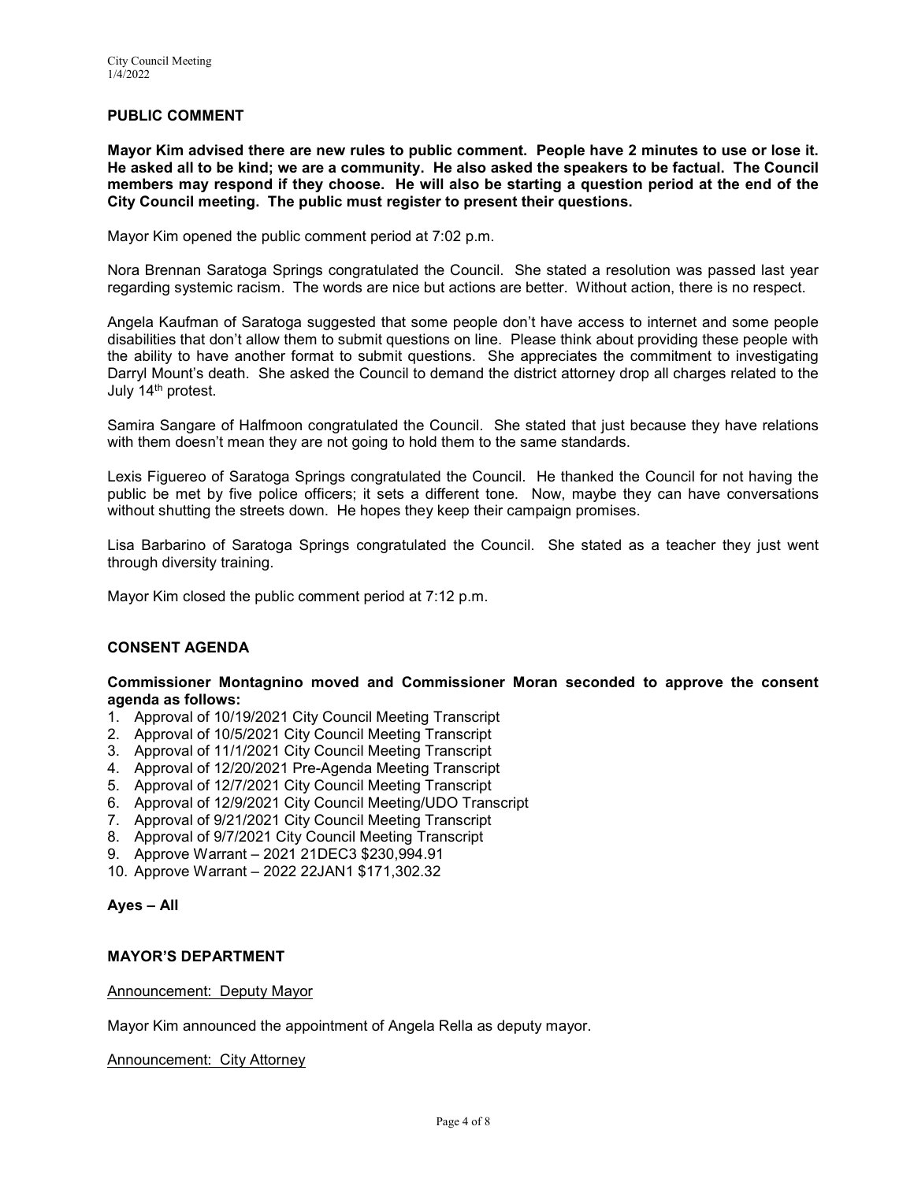## PUBLIC COMMENT

**Mayor Kim advised there are new rules to public comment. People have 2 minutes to use or lose it. He asked all to be kind; we are a community. He also asked the speakers to be factual. The Council members may respond if they choose. He will also be starting a question period at the end of the City Council meeting. The public must register to present their questions.**

Mayor Kim opened the public comment period at 7:02 p.m.

Nora Brennan Saratoga Springs congratulated the Council. She stated a resolution was passed last year regarding systemic racism. The words are nice but actions are better. Without action, there is no respect.

Angela Kaufman of Saratoga suggested that some people don't have access to internet and some people disabilities that don't allow them to submit questions on line. Please think about providing these people with the ability to have another format to submit questions. She appreciates the commitment to investigating Darryl Mount's death. She asked the Council to demand the district attorney drop all charges related to the July 14th protest.

Samira Sangare of Halfmoon congratulated the Council. She stated that just because they have relations with them doesn't mean they are not going to hold them to the same standards.

Lexis Figuereo of Saratoga Springs congratulated the Council. He thanked the Council for not having the public be met by five police officers; it sets a different tone. Now, maybe they can have conversations without shutting the streets down. He hopes they keep their campaign promises.

Lisa Barbarino of Saratoga Springs congratulated the Council. She stated as a teacher they just went through diversity training.

Mayor Kim closed the public comment period at 7:12 p.m.

## CONSENT AGENDA

**Commissioner Montagnino moved and Commissioner Moran seconded to approve the consent agenda as follows:**

1. Approval of 10/19/2021 City Council Meeting Transcript
2. Approval of 10/5/2021 City Council Meeting Transcript
3. Approval of 11/1/2021 City Council Meeting Transcript
4. Approval of 12/20/2021 Pre-Agenda Meeting Transcript
5. Approval of 12/7/2021 City Council Meeting Transcript
6. Approval of 12/9/2021 City Council Meeting/UDO Transcript
7. Approval of 9/21/2021 City Council Meeting Transcript
8. Approval of 9/7/2021 City Council Meeting Transcript
9. Approve Warrant – 2021 21DEC3 $230,994.91
10. Approve Warrant – 2022 22JAN1 $171,302.32

**Ayes – All**

## MAYOR'S DEPARTMENT

Announcement: Deputy Mayor

Mayor Kim announced the appointment of Angela Rella as deputy mayor.

Announcement: City Attorney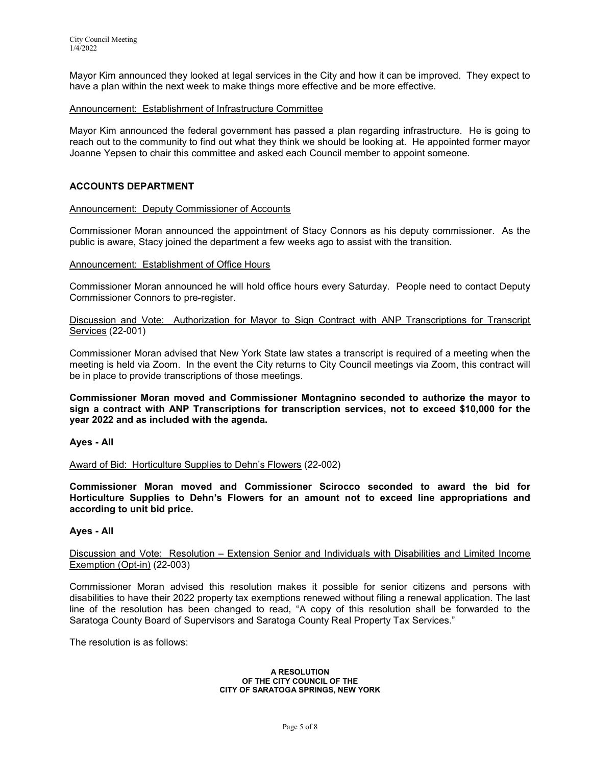Mayor Kim announced they looked at legal services in the City and how it can be improved. They expect to have a plan within the next week to make things more effective and be more effective.

Announcement: Establishment of Infrastructure Committee

Mayor Kim announced the federal government has passed a plan regarding infrastructure. He is going to reach out to the community to find out what they think we should be looking at. He appointed former mayor Joanne Yepsen to chair this committee and asked each Council member to appoint someone.

## ACCOUNTS DEPARTMENT

Announcement: Deputy Commissioner of Accounts

Commissioner Moran announced the appointment of Stacy Connors as his deputy commissioner. As the public is aware, Stacy joined the department a few weeks ago to assist with the transition.

Announcement: Establishment of Office Hours

Commissioner Moran announced he will hold office hours every Saturday. People need to contact Deputy Commissioner Connors to pre-register.

Discussion and Vote: Authorization for Mayor to Sign Contract with ANP Transcriptions for Transcript Services (22-001)

Commissioner Moran advised that New York State law states a transcript is required of a meeting when the meeting is held via Zoom. In the event the City returns to City Council meetings via Zoom, this contract will be in place to provide transcriptions of those meetings.

**Commissioner Moran moved and Commissioner Montagnino seconded to authorize the mayor to sign a contract with ANP Transcriptions for transcription services, not to exceed $10,000 for the year 2022 and as included with the agenda.**

**Ayes - All**

Award of Bid: Horticulture Supplies to Dehn's Flowers (22-002)

**Commissioner Moran moved and Commissioner Scirocco seconded to award the bid for Horticulture Supplies to Dehn's Flowers for an amount not to exceed line appropriations and according to unit bid price.**

**Ayes - All**

Discussion and Vote: Resolution – Extension Senior and Individuals with Disabilities and Limited Income Exemption (Opt-in) (22-003)

Commissioner Moran advised this resolution makes it possible for senior citizens and persons with disabilities to have their 2022 property tax exemptions renewed without filing a renewal application. The last line of the resolution has been changed to read, "A copy of this resolution shall be forwarded to the Saratoga County Board of Supervisors and Saratoga County Real Property Tax Services."

The resolution is as follows:

**A RESOLUTION
OF THE CITY COUNCIL OF THE
CITY OF SARATOGA SPRINGS, NEW YORK**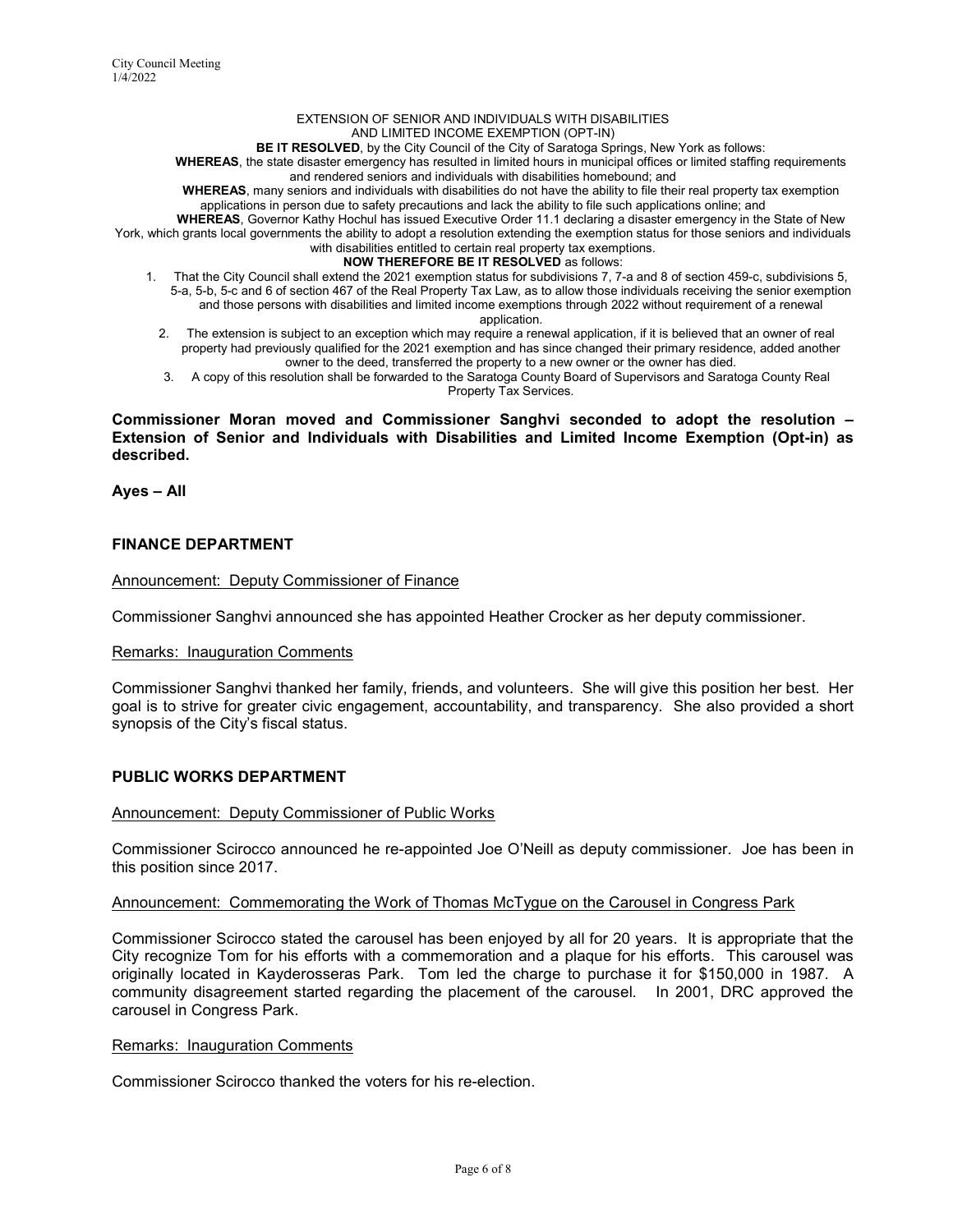EXTENSION OF SENIOR AND INDIVIDUALS WITH DISABILITIES AND LIMITED INCOME EXEMPTION (OPT-IN)

**BE IT RESOLVED**, by the City Council of the City of Saratoga Springs, New York as follows:

**WHEREAS**, the state disaster emergency has resulted in limited hours in municipal offices or limited staffing requirements and rendered seniors and individuals with disabilities homebound; and

**WHEREAS**, many seniors and individuals with disabilities do not have the ability to file their real property tax exemption applications in person due to safety precautions and lack the ability to file such applications online; and

**WHEREAS**, Governor Kathy Hochul has issued Executive Order 11.1 declaring a disaster emergency in the State of New York, which grants local governments the ability to adopt a resolution extending the exemption status for those seniors and individuals with disabilities entitled to certain real property tax exemptions.

**NOW THEREFORE BE IT RESOLVED** as follows:

1. That the City Council shall extend the 2021 exemption status for subdivisions 7, 7-a and 8 of section 459-c, subdivisions 5, 5-a, 5-b, 5-c and 6 of section 467 of the Real Property Tax Law, as to allow those individuals receiving the senior exemption and those persons with disabilities and limited income exemptions through 2022 without requirement of a renewal application.
2. The extension is subject to an exception which may require a renewal application, if it is believed that an owner of real property had previously qualified for the 2021 exemption and has since changed their primary residence, added another owner to the deed, transferred the property to a new owner or the owner has died.
3. A copy of this resolution shall be forwarded to the Saratoga County Board of Supervisors and Saratoga County Real Property Tax Services.

**Commissioner Moran moved and Commissioner Sanghvi seconded to adopt the resolution – Extension of Senior and Individuals with Disabilities and Limited Income Exemption (Opt-in) as described.**

**Ayes – All**

## FINANCE DEPARTMENT

Announcement: Deputy Commissioner of Finance

Commissioner Sanghvi announced she has appointed Heather Crocker as her deputy commissioner.

Remarks: Inauguration Comments

Commissioner Sanghvi thanked her family, friends, and volunteers. She will give this position her best. Her goal is to strive for greater civic engagement, accountability, and transparency. She also provided a short synopsis of the City's fiscal status.

## PUBLIC WORKS DEPARTMENT

Announcement: Deputy Commissioner of Public Works

Commissioner Scirocco announced he re-appointed Joe O'Neill as deputy commissioner. Joe has been in this position since 2017.

Announcement: Commemorating the Work of Thomas McTygue on the Carousel in Congress Park

Commissioner Scirocco stated the carousel has been enjoyed by all for 20 years. It is appropriate that the City recognize Tom for his efforts with a commemoration and a plaque for his efforts. This carousel was originally located in Kayderosseras Park. Tom led the charge to purchase it for $150,000 in 1987. A community disagreement started regarding the placement of the carousel. In 2001, DRC approved the carousel in Congress Park.

Remarks: Inauguration Comments

Commissioner Scirocco thanked the voters for his re-election.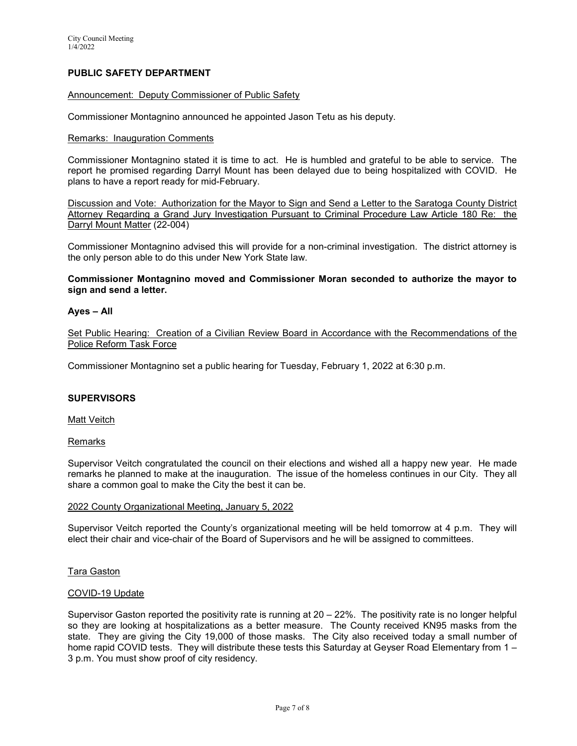## PUBLIC SAFETY DEPARTMENT

Announcement: Deputy Commissioner of Public Safety

Commissioner Montagnino announced he appointed Jason Tetu as his deputy.

Remarks: Inauguration Comments

Commissioner Montagnino stated it is time to act. He is humbled and grateful to be able to service. The report he promised regarding Darryl Mount has been delayed due to being hospitalized with COVID. He plans to have a report ready for mid-February.

Discussion and Vote: Authorization for the Mayor to Sign and Send a Letter to the Saratoga County District Attorney Regarding a Grand Jury Investigation Pursuant to Criminal Procedure Law Article 180 Re: the Darryl Mount Matter (22-004)

Commissioner Montagnino advised this will provide for a non-criminal investigation. The district attorney is the only person able to do this under New York State law.

**Commissioner Montagnino moved and Commissioner Moran seconded to authorize the mayor to sign and send a letter.**

**Ayes – All**

Set Public Hearing: Creation of a Civilian Review Board in Accordance with the Recommendations of the Police Reform Task Force

Commissioner Montagnino set a public hearing for Tuesday, February 1, 2022 at 6:30 p.m.

## SUPERVISORS

Matt Veitch

Remarks

Supervisor Veitch congratulated the council on their elections and wished all a happy new year. He made remarks he planned to make at the inauguration. The issue of the homeless continues in our City. They all share a common goal to make the City the best it can be.

2022 County Organizational Meeting, January 5, 2022

Supervisor Veitch reported the County's organizational meeting will be held tomorrow at 4 p.m. They will elect their chair and vice-chair of the Board of Supervisors and he will be assigned to committees.

Tara Gaston

COVID-19 Update

Supervisor Gaston reported the positivity rate is running at 20 – 22%. The positivity rate is no longer helpful so they are looking at hospitalizations as a better measure. The County received KN95 masks from the state. They are giving the City 19,000 of those masks. The City also received today a small number of home rapid COVID tests. They will distribute these tests this Saturday at Geyser Road Elementary from 1 – 3 p.m. You must show proof of city residency.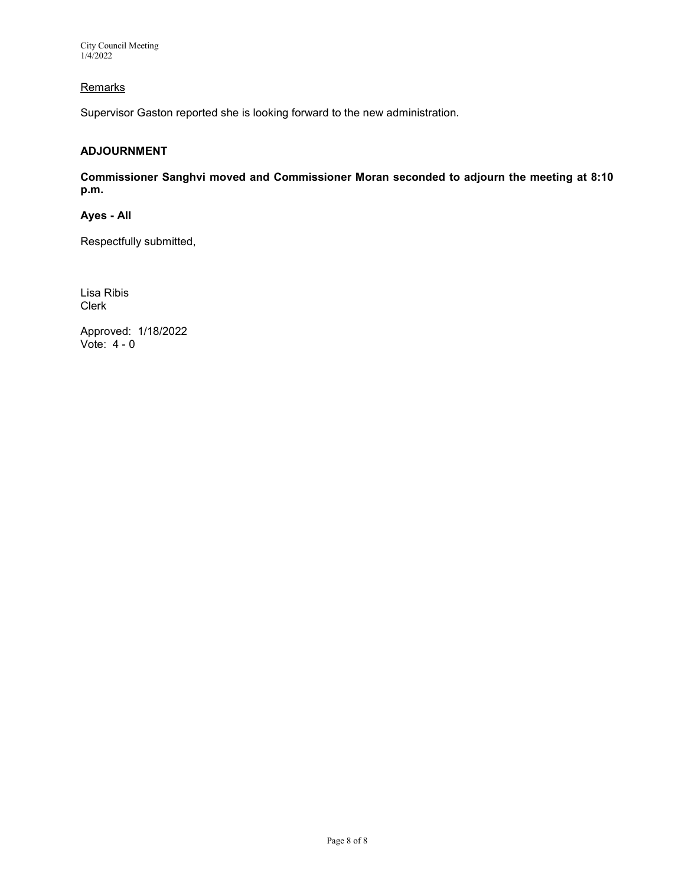Remarks

Supervisor Gaston reported she is looking forward to the new administration.

## ADJOURNMENT

**Commissioner Sanghvi moved and Commissioner Moran seconded to adjourn the meeting at 8:10 p.m.**

**Ayes - All**

Respectfully submitted,

Lisa Ribis
Clerk

Approved: 1/18/2022
Vote: 4 - 0